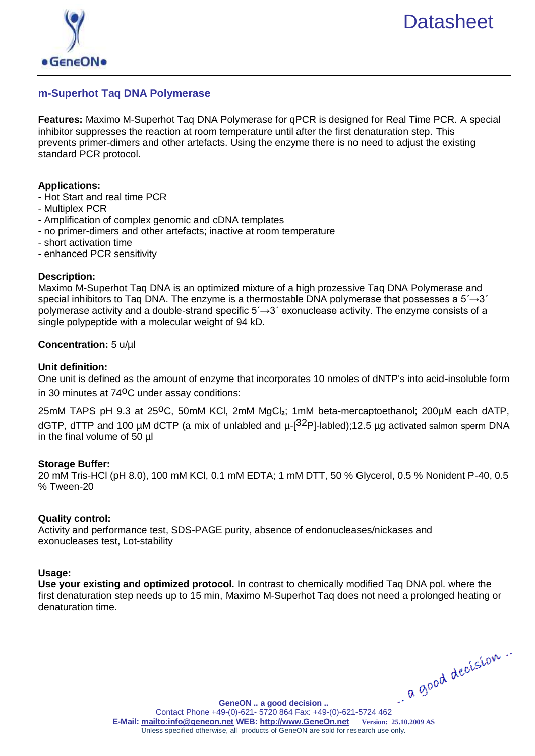# Datasheet

## m-Superhot Taq DNA Polymerase

**Features:** Maximo M-Superhot Taq DNA Polymerase for qPCR is designed for Real Time PCR. A special inhibitor suppresses the reaction at room temperature until after the first denaturation step. This prevents primer-dimers and other artefacts. Using the enzyme there is no need to adjust the existing standard PCR protocol.

**Applications:**

- Hot Start and real time PCR
- Multiplex PCR
- Amplification of complex genomic and cDNA templates
- no primer-dimers and other artefacts; inactive at room temperature
- short activation time
- enhanced PCR sensitivity

**Description:**
Maximo M-Superhot Taq DNA is an optimized mixture of a high prozessive Taq DNA Polymerase and special inhibitors to Taq DNA. The enzyme is a thermostable DNA polymerase that possesses a 5´→3´ polymerase activity and a double-strand specific 5´→3´ exonuclease activity. The enzyme consists of a single polypeptide with a molecular weight of 94 kD.

**Concentration:** 5 u/µl

**Unit definition:**
One unit is defined as the amount of enzyme that incorporates 10 nmoles of dNTP's into acid-insoluble form in 30 minutes at 74$^{o}$C under assay conditions:

25mM TAPS pH 9.3 at 25$^{o}$C, 50mM KCl, 2mM $MgCl_2$; 1mM beta-mercaptoethanol; 200µM each dATP, dGTP, dTTP and 100 µM dCTP (a mix of unlabled and µ-[$^{32}$P]-labled);12.5 µg activated salmon sperm DNA in the final volume of 50 µl

**Storage Buffer:**
20 mM Tris-HCl (pH 8.0), 100 mM KCl, 0.1 mM EDTA; 1 mM DTT, 50 % Glycerol, 0.5 % Nonident P-40, 0.5 % Tween-20

**Quality control:**
Activity and performance test, SDS-PAGE purity, absence of endonucleases/nickases and exonucleases test, Lot-stability

**Usage:**
**Use your existing and optimized protocol.** In contrast to chemically modified Taq DNA pol. where the first denaturation step needs up to 15 min, Maximo M-Superhot Taq does not need a prolonged heating or denaturation time.

.. a good decision ..

**GeneON .. a good decision ..**
Contact Phone +49-(0)-621- 5720 864 Fax: +49-(0)-621-5724 462
**E-Mail: mailto:info@geneon.net WEB: http://www.GeneOn.net** Version: 25.10.2009 AS
Unless specified otherwise, all products of GeneON are sold for research use only.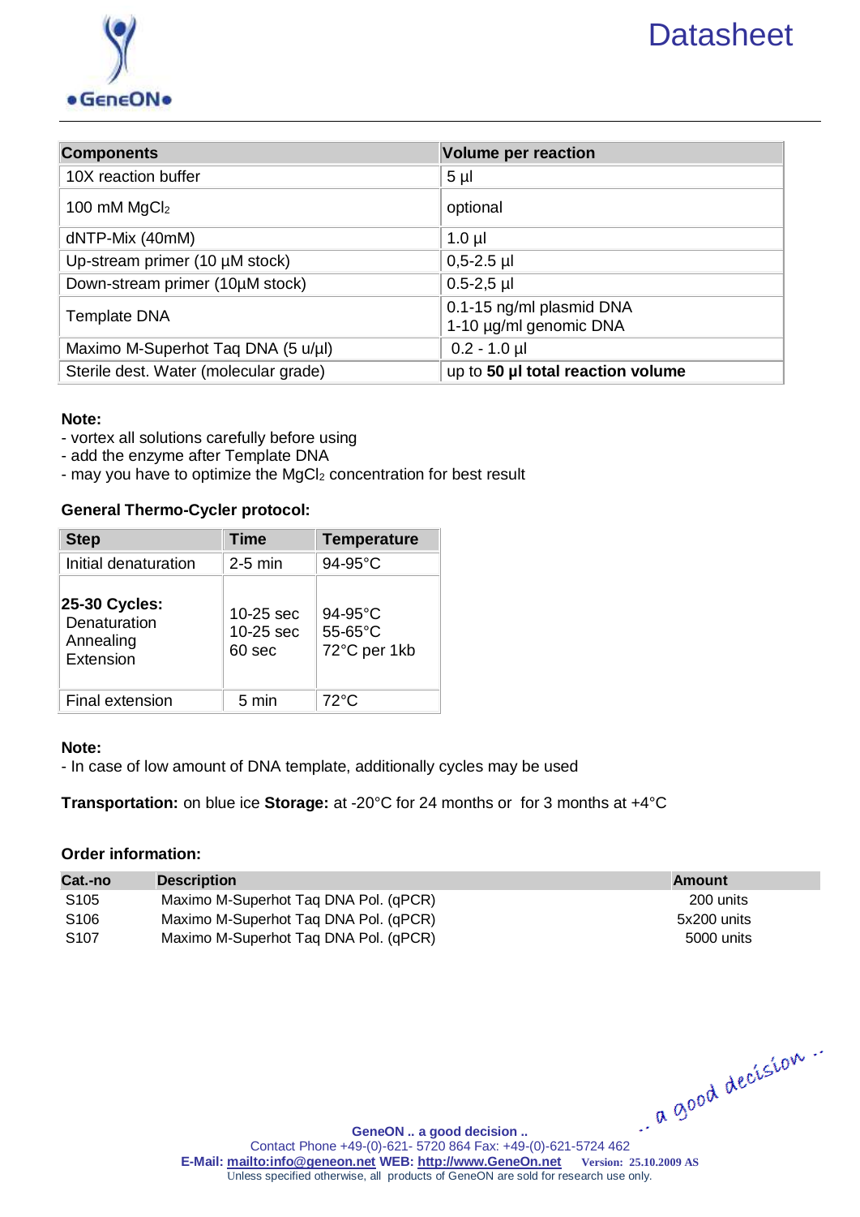# Datasheet

| Components | Volume per reaction |
|---|---|
| 10X reaction buffer | 5 µl |
| 100 mM $MgCl_2$ | optional |
| dNTP-Mix (40mM) | 1.0 µl |
| Up-stream primer (10 µM stock) | 0,5-2.5 µl |
| Down-stream primer (10µM stock) | 0.5-2,5 µl |
| Template DNA | 0.1-15 ng/ml plasmid DNA<br>1-10 µg/ml genomic DNA |
| Maximo M-Superhot Taq DNA (5 u/µl) | 0.2 - 1.0 µl |
| Sterile dest. Water (molecular grade) | up to **50 µl total reaction volume** |

**Note:**
- vortex all solutions carefully before using
- add the enzyme after Template DNA
- may you have to optimize the $MgCl_2$ concentration for best result

**General Thermo-Cycler protocol:**

| Step | Time | Temperature |
|---|---|---|
| Initial denaturation | 2-5 min | 94-95°C |
| **25-30 Cycles:**<br>Denaturation<br>Annealing<br>Extension | <br>10-25 sec<br>10-25 sec<br>60 sec | <br>94-95°C<br>55-65°C<br>72°C per 1kb |
| Final extension | 5 min | 72°C |

**Note:**
- In case of low amount of DNA template, additionally cycles may be used

**Transportation:** on blue ice **Storage:** at -20°C for 24 months or for 3 months at +4°C

**Order information:**

| Cat.-no | Description | Amount |
|---|---|---|
| S105 | Maximo M-Superhot Taq DNA Pol. (qPCR) | 200 units |
| S106 | Maximo M-Superhot Taq DNA Pol. (qPCR) | 5x200 units |
| S107 | Maximo M-Superhot Taq DNA Pol. (qPCR) | 5000 units |

.. a good decision ..

**GeneON .. a good decision ..**
Contact Phone +49-(0)-621- 5720 864 Fax: +49-(0)-621-5724 462
**E-Mail:** mailto:info@geneon.net **WEB:** http://www.GeneOn.net **Version: 25.10.2009 AS**
Unless specified otherwise, all products of GeneON are sold for research use only.